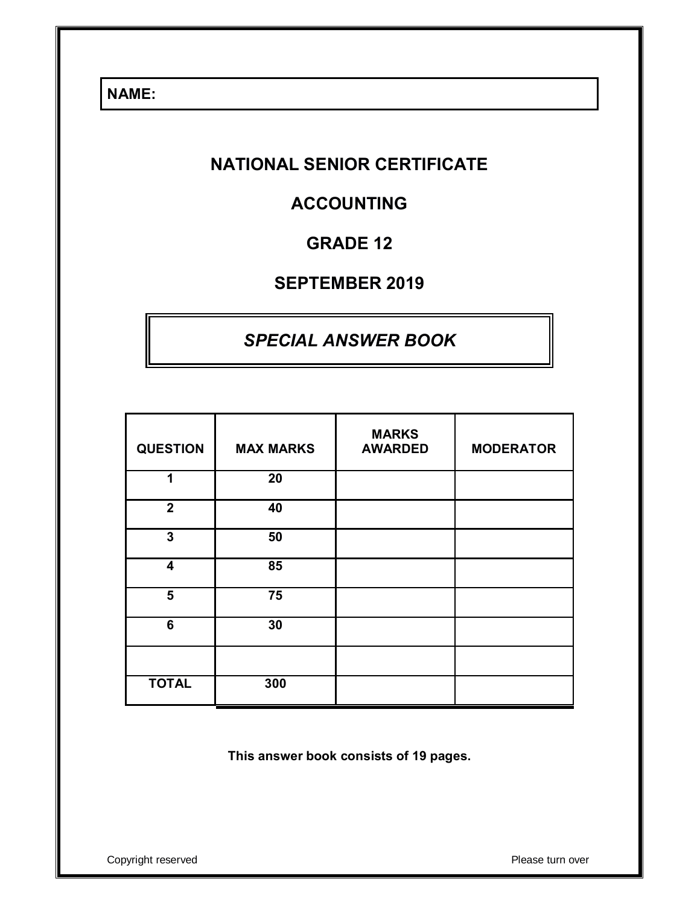**NAME:**

# NATIONAL SENIOR CERTIFICATE

# ACCOUNTING

# GRADE 12

# SEPTEMBER 2019

## *SPECIAL ANSWER BOOK*

| QUESTION | MAX MARKS | MARKS AWARDED | MODERATOR |
|---|---|---|---|
| 1 | 20 | | |
| 2 | 40 | | |
| 3 | 50 | | |
| 4 | 85 | | |
| 5 | 75 | | |
| 6 | 30 | | |
| | | | |
| TOTAL | 300 | | |

**This answer book consists of 19 pages.**

Copyright reserved

Please turn over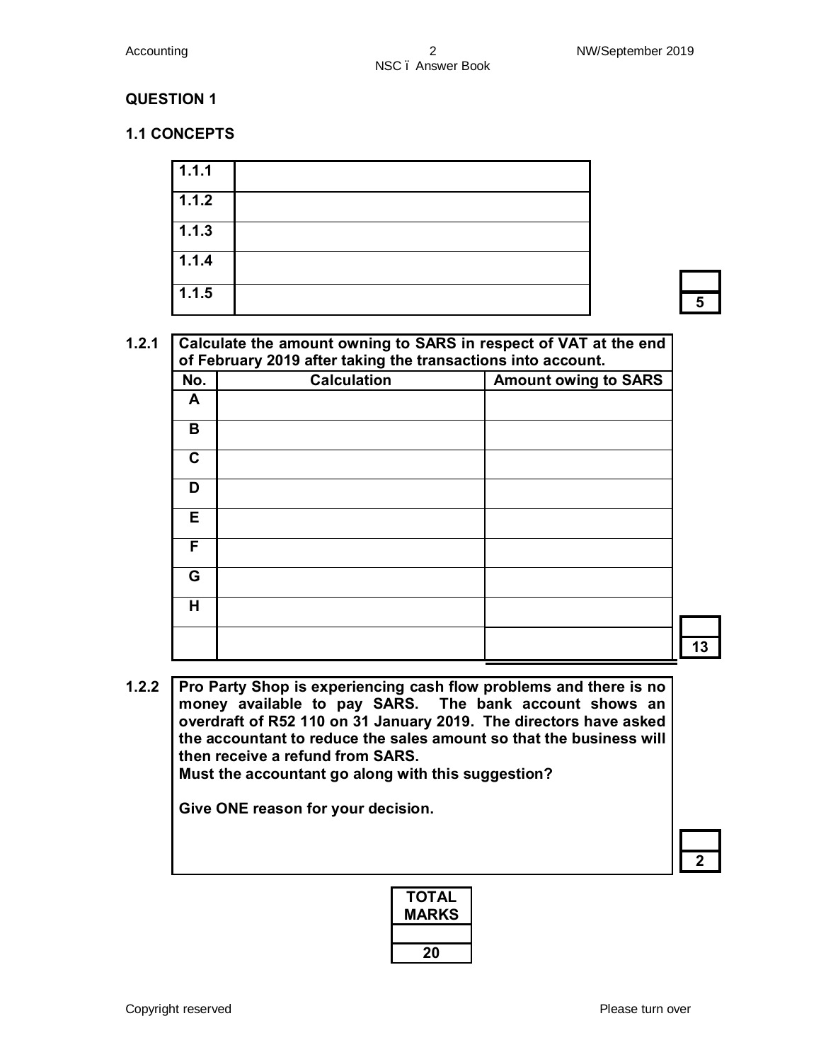## QUESTION 1

### 1.1 CONCEPTS

| | |
|---|---|
| 1.1.1 | |
| 1.1.2 | |
| 1.1.3 | |
| 1.1.4 | |
| 1.1.5 | |

**5**

**1.2.1** **Calculate the amount owning to SARS in respect of VAT at the end of February 2019 after taking the transactions into account.**

| No. | Calculation | Amount owing to SARS |
|---|---|---|
| A | | |
| B | | |
| C | | |
| D | | |
| E | | |
| F | | |
| G | | |
| H | | |
| | | |

**13**

**1.2.2** **Pro Party Shop is experiencing cash flow problems and there is no money available to pay SARS. The bank account shows an overdraft of R52 110 on 31 January 2019. The directors have asked the accountant to reduce the sales amount so that the business will then receive a refund from SARS.**
**Must the accountant go along with this suggestion?**

**Give ONE reason for your decision.**

**2**

| TOTAL MARKS |
|---|
| |
| 20 |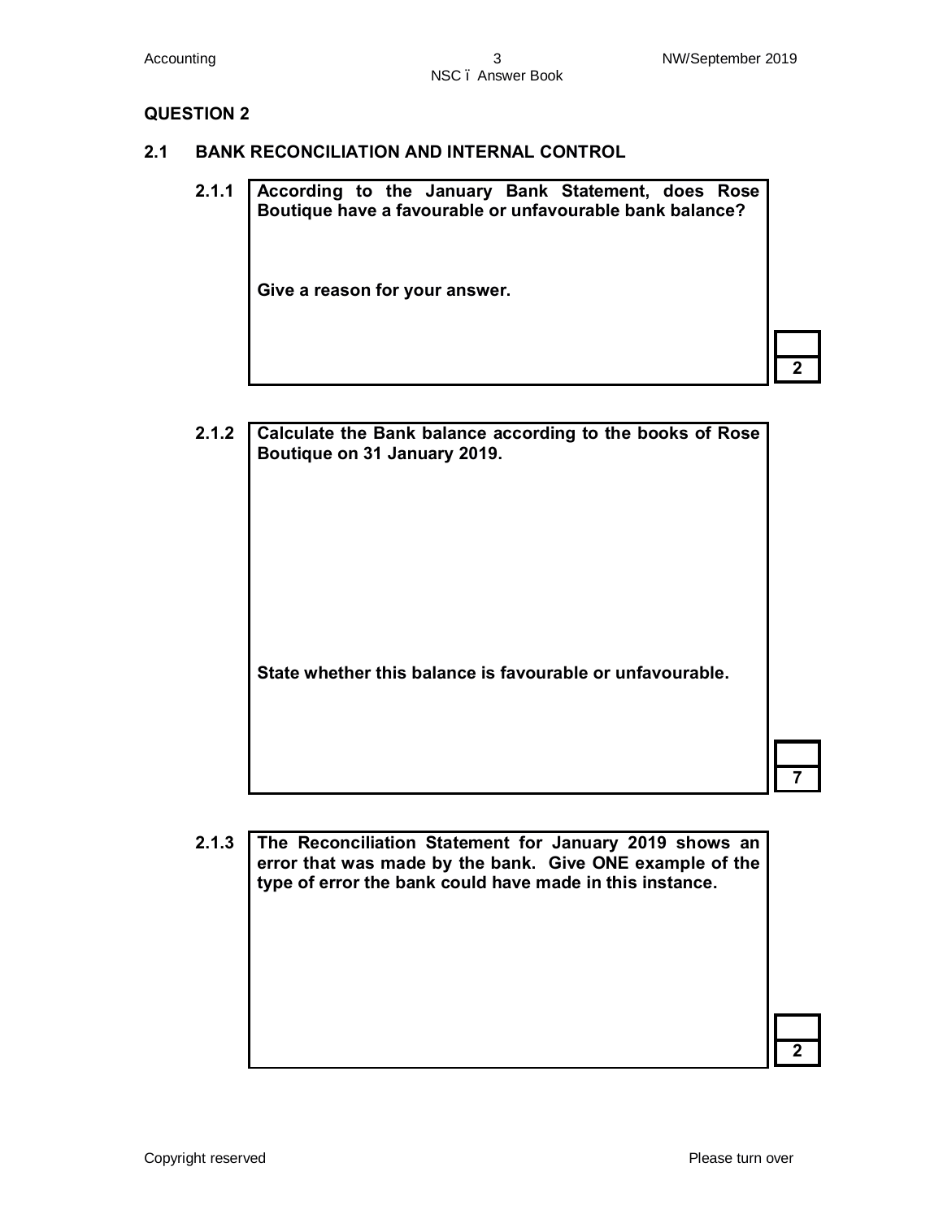## QUESTION 2

### 2.1 BANK RECONCILIATION AND INTERNAL CONTROL

**2.1.1** **According to the January Bank Statement, does Rose Boutique have a favourable or unfavourable bank balance?**

**Give a reason for your answer.**

| |
|---|
| 2 |

**2.1.2** **Calculate the Bank balance according to the books of Rose Boutique on 31 January 2019.**

**State whether this balance is favourable or unfavourable.**

| |
|---|
| 7 |

**2.1.3** **The Reconciliation Statement for January 2019 shows an error that was made by the bank. Give ONE example of the type of error the bank could have made in this instance.**

| |
|---|
| 2 |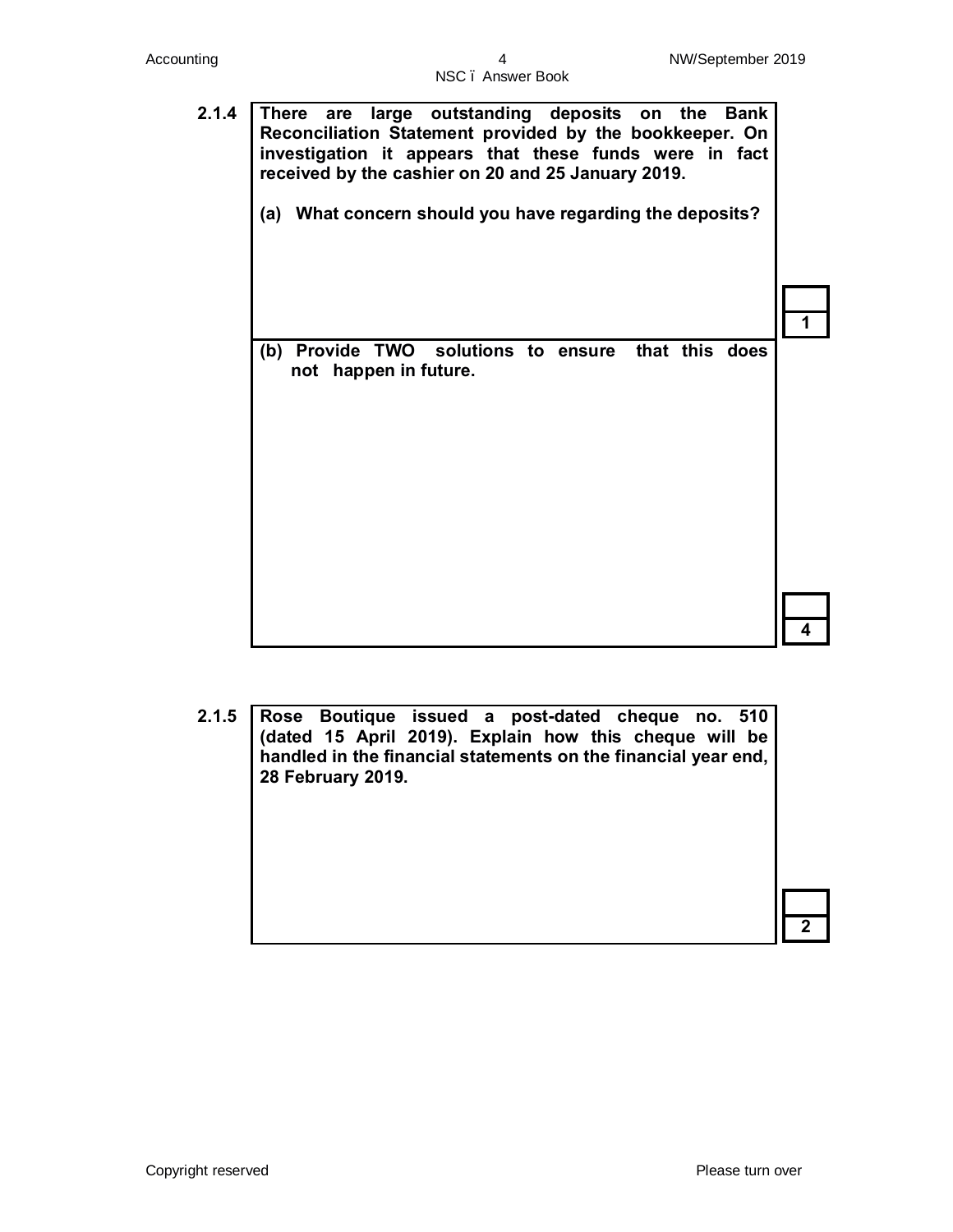**2.1.4** **There are large outstanding deposits on the Bank Reconciliation Statement provided by the bookkeeper. On investigation it appears that these funds were in fact received by the cashier on 20 and 25 January 2019.**

**(a) What concern should you have regarding the deposits?**

| | 1 |
|---|---|

**(b) Provide TWO solutions to ensure that this does not happen in future.**

| | 4 |
|---|---|

**2.1.5** **Rose Boutique issued a post-dated cheque no. 510 (dated 15 April 2019). Explain how this cheque will be handled in the financial statements on the financial year end, 28 February 2019.**

| | 2 |
|---|---|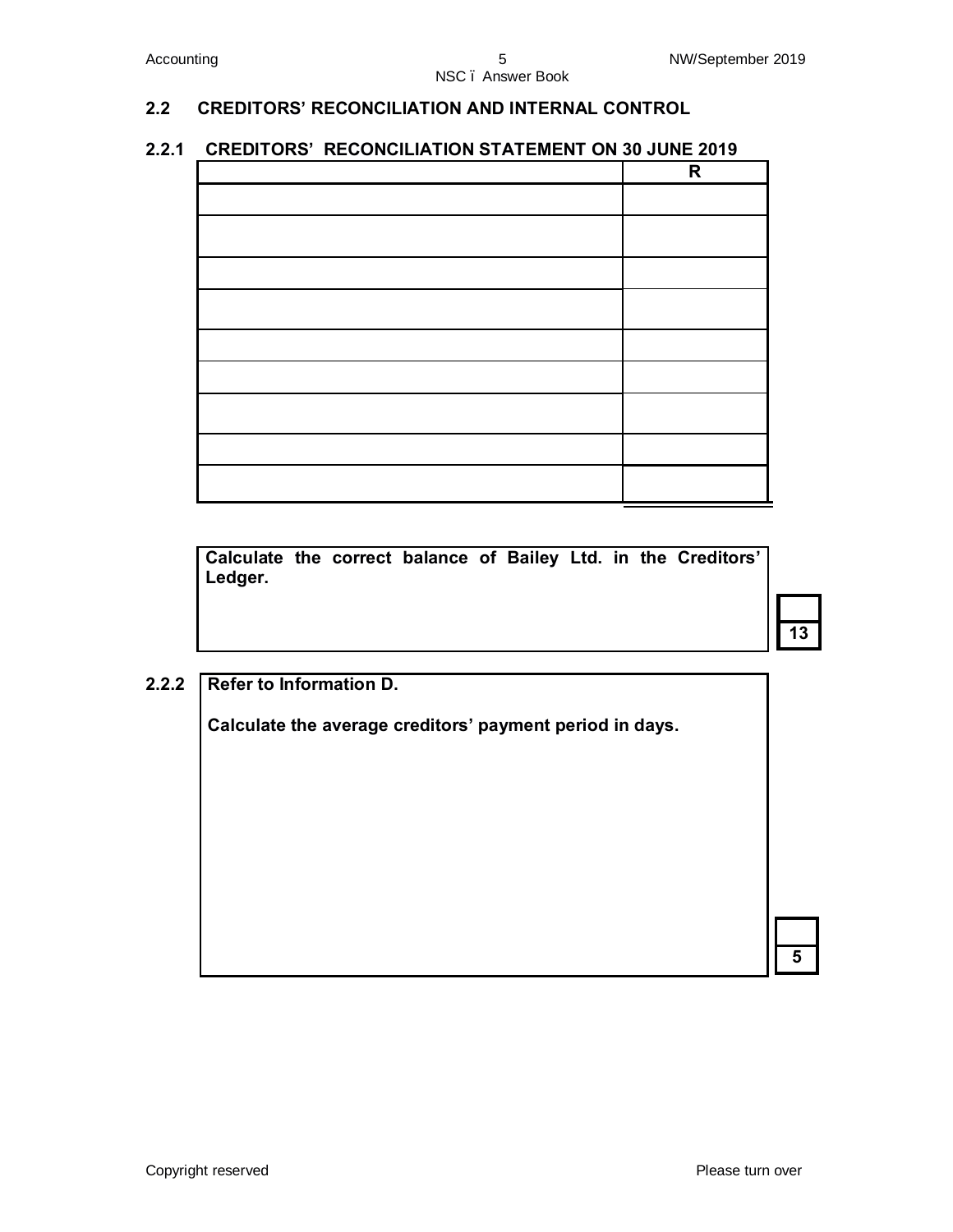## 2.2 CREDITORS' RECONCILIATION AND INTERNAL CONTROL

### 2.2.1 CREDITORS' RECONCILIATION STATEMENT ON 30 JUNE 2019

| | R |
|---|---|
| | |
| | |
| | |
| | |
| | |
| | |
| | |
| | |
| | |

**Calculate the correct balance of Bailey Ltd. in the Creditors' Ledger.**

| |
|---|
| 13 |

### 2.2.2

**Refer to Information D.**

**Calculate the average creditors' payment period in days.**

| |
|---|
| 5 |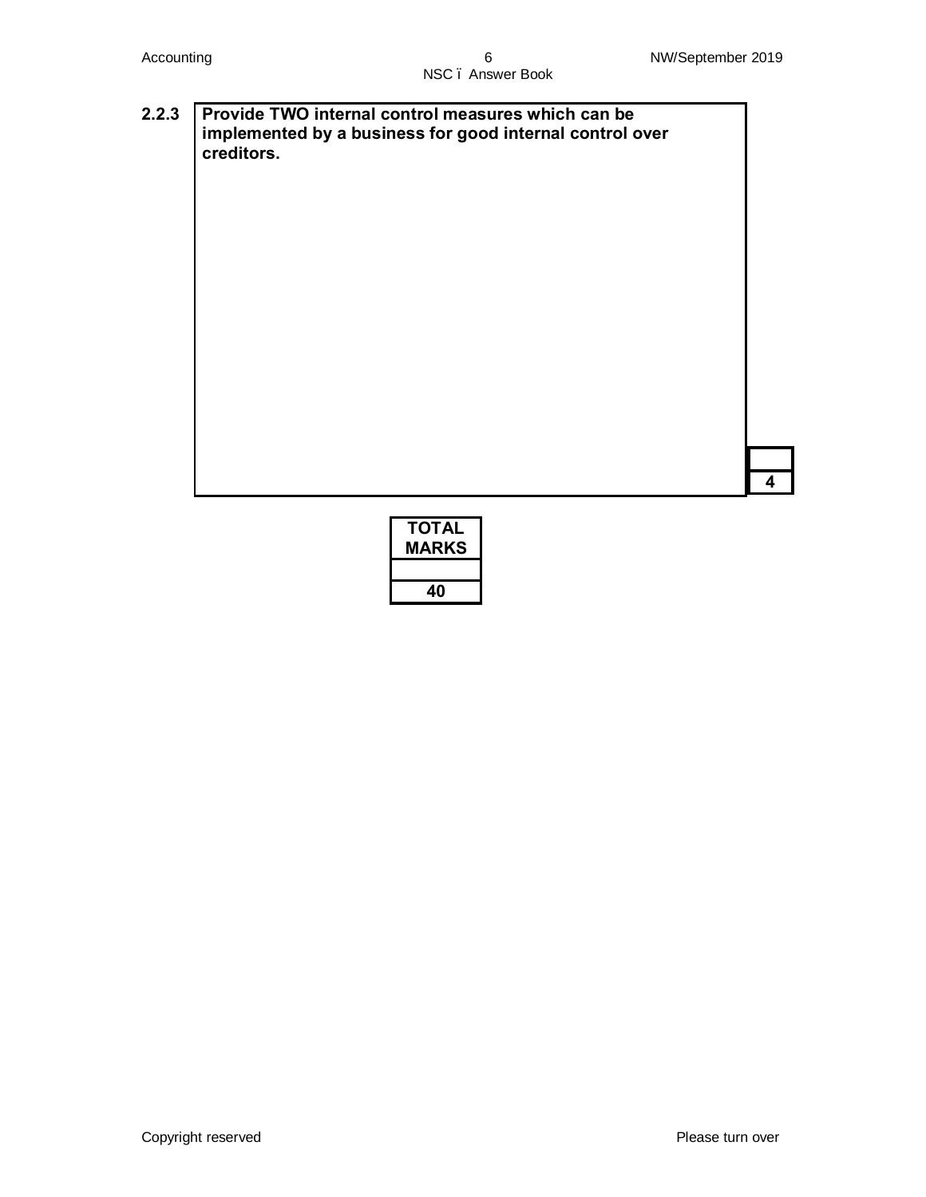**2.2.3** **Provide TWO internal control measures which can be implemented by a business for good internal control over creditors.**

| |
|---|
| 4 |

| TOTAL MARKS |
|---|
| |
| 40 |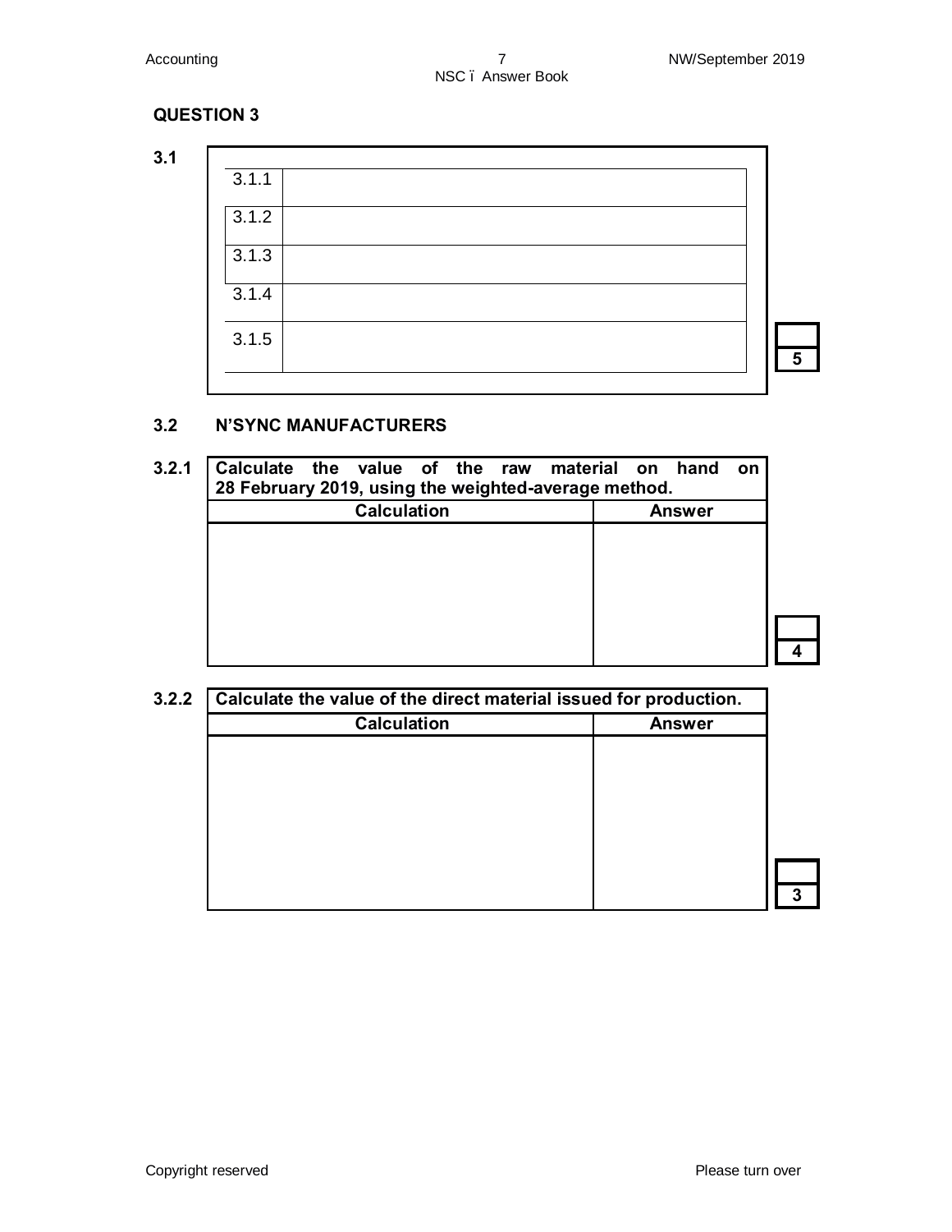## QUESTION 3

**3.1**

| | |
|---|---|
| 3.1.1 | |
| 3.1.2 | |
| 3.1.3 | |
| 3.1.4 | |
| 3.1.5 | |

**5**

### 3.2 N'SYNC MANUFACTURERS

**3.2.1**

| Calculate the value of the raw material on hand on 28 February 2019, using the weighted-average method. | |
|---|---|
| **Calculation** | **Answer** |
| | |

**4**

**3.2.2**

| Calculate the value of the direct material issued for production. | |
|---|---|
| **Calculation** | **Answer** |
| | |

**3**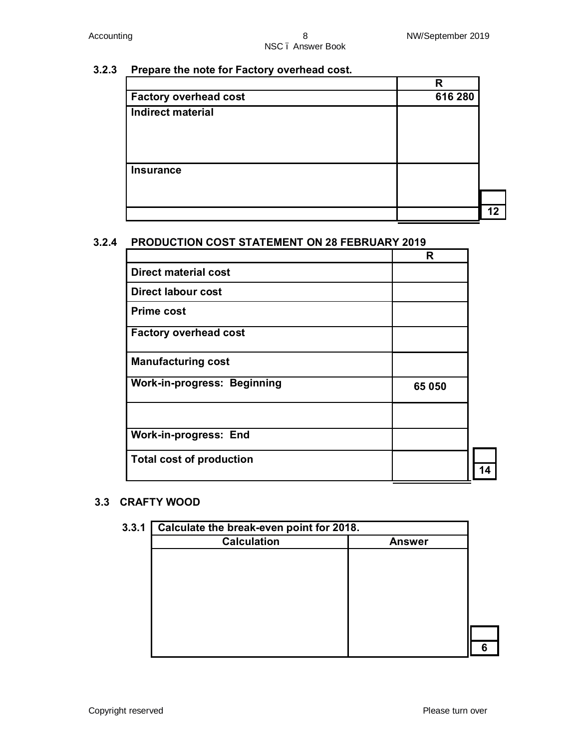### 3.2.3 Prepare the note for Factory overhead cost.

| | R |
|---|---|
| **Factory overhead cost** | **616 280** |
| **Indirect material** | |
| **Insurance** | |
| | |

**12**

### 3.2.4 PRODUCTION COST STATEMENT ON 28 FEBRUARY 2019

| | R |
|---|---|
| **Direct material cost** | |
| **Direct labour cost** | |
| **Prime cost** | |
| **Factory overhead cost** | |
| **Manufacturing cost** | |
| **Work-in-progress: Beginning** | **65 050** |
| | |
| **Work-in-progress: End** | |
| **Total cost of production** | |

**14**

## 3.3 CRAFTY WOOD

### 3.3.1 Calculate the break-even point for 2018.

| Calculation | Answer |
|---|---|
| | |

**6**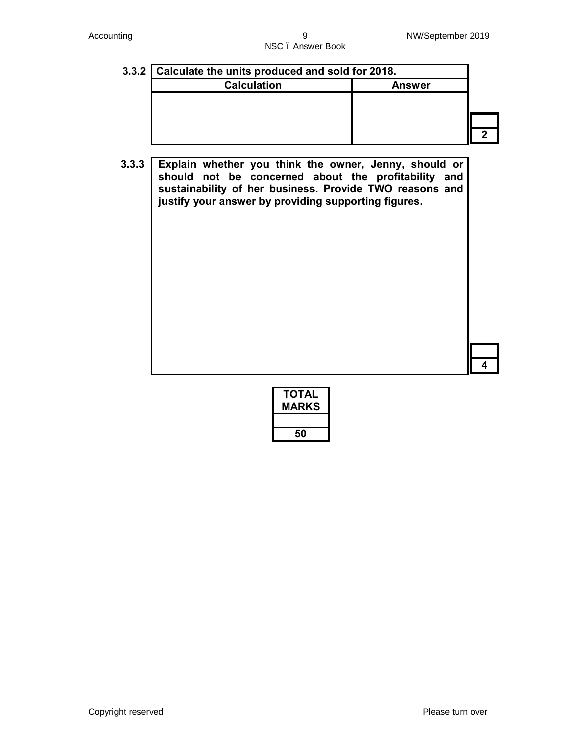**3.3.2** **Calculate the units produced and sold for 2018.**

| Calculation | Answer |
|---|---|
| | |

| |
|---|
| 2 |

**3.3.3** **Explain whether you think the owner, Jenny, should or should not be concerned about the profitability and sustainability of her business. Provide TWO reasons and justify your answer by providing supporting figures.**

| |
|---|
| 4 |

| TOTAL MARKS |
|---|
| |
| 50 |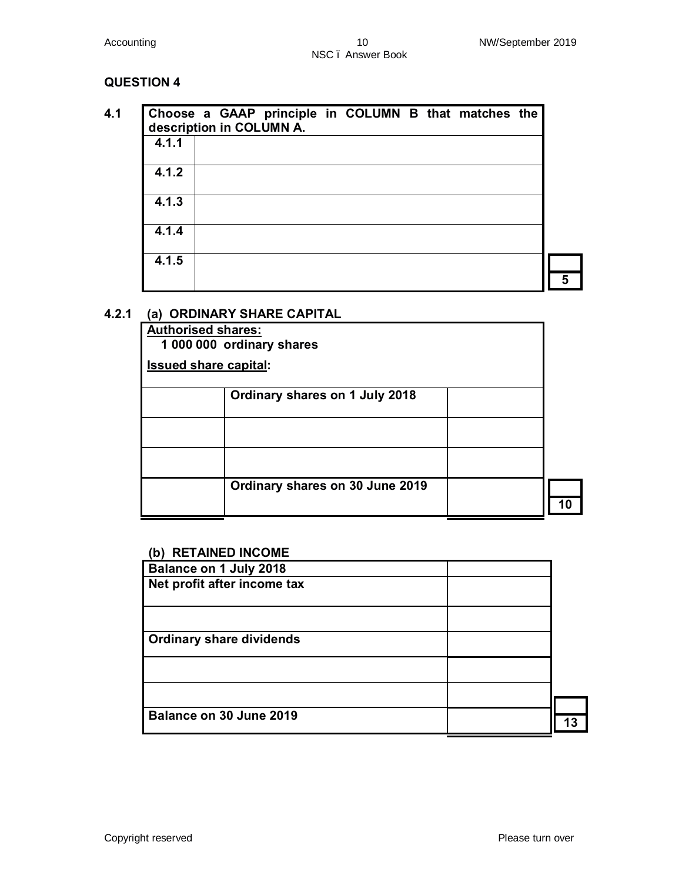## QUESTION 4

**4.1**

| Choose a GAAP principle in COLUMN B that matches the description in COLUMN A. | |
|---|---|
| **4.1.1** | |
| **4.1.2** | |
| **4.1.3** | |
| **4.1.4** | |
| **4.1.5** | |

**5**

**4.2.1 (a) ORDINARY SHARE CAPITAL**

**Authorised shares:**
**1 000 000 ordinary shares**

**Issued share capital:**

| | | |
|---|---|---|
| | **Ordinary shares on 1 July 2018** | |
| | | |
| | | |
| | **Ordinary shares on 30 June 2019** | |

**10**

**(b) RETAINED INCOME**

| | |
|---|---|
| **Balance on 1 July 2018** | |
| **Net profit after income tax** | |
| | |
| **Ordinary share dividends** | |
| | |
| | |
| **Balance on 30 June 2019** | |

**13**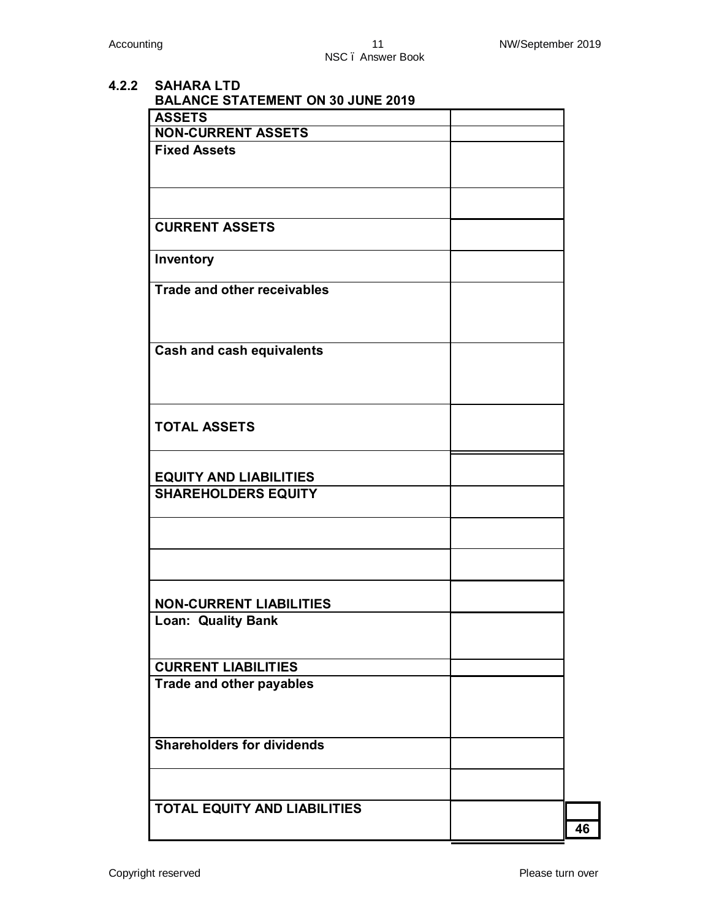**4.2.2 SAHARA LTD**
**BALANCE STATEMENT ON 30 JUNE 2019**

| ASSETS | |
|---|---|
| **NON-CURRENT ASSETS** | |
| **Fixed Assets** | |
| | |
| **CURRENT ASSETS** | |
| **Inventory** | |
| **Trade and other receivables** | |
| **Cash and cash equivalents** | |
| **TOTAL ASSETS** | |
| **EQUITY AND LIABILITIES** | |
| **SHAREHOLDERS EQUITY** | |
| | |
| | |
| **NON-CURRENT LIABILITIES** | |
| **Loan: Quality Bank** | |
| **CURRENT LIABILITIES** | |
| **Trade and other payables** | |
| **Shareholders for dividends** | |
| | |
| **TOTAL EQUITY AND LIABILITIES** | |

**46**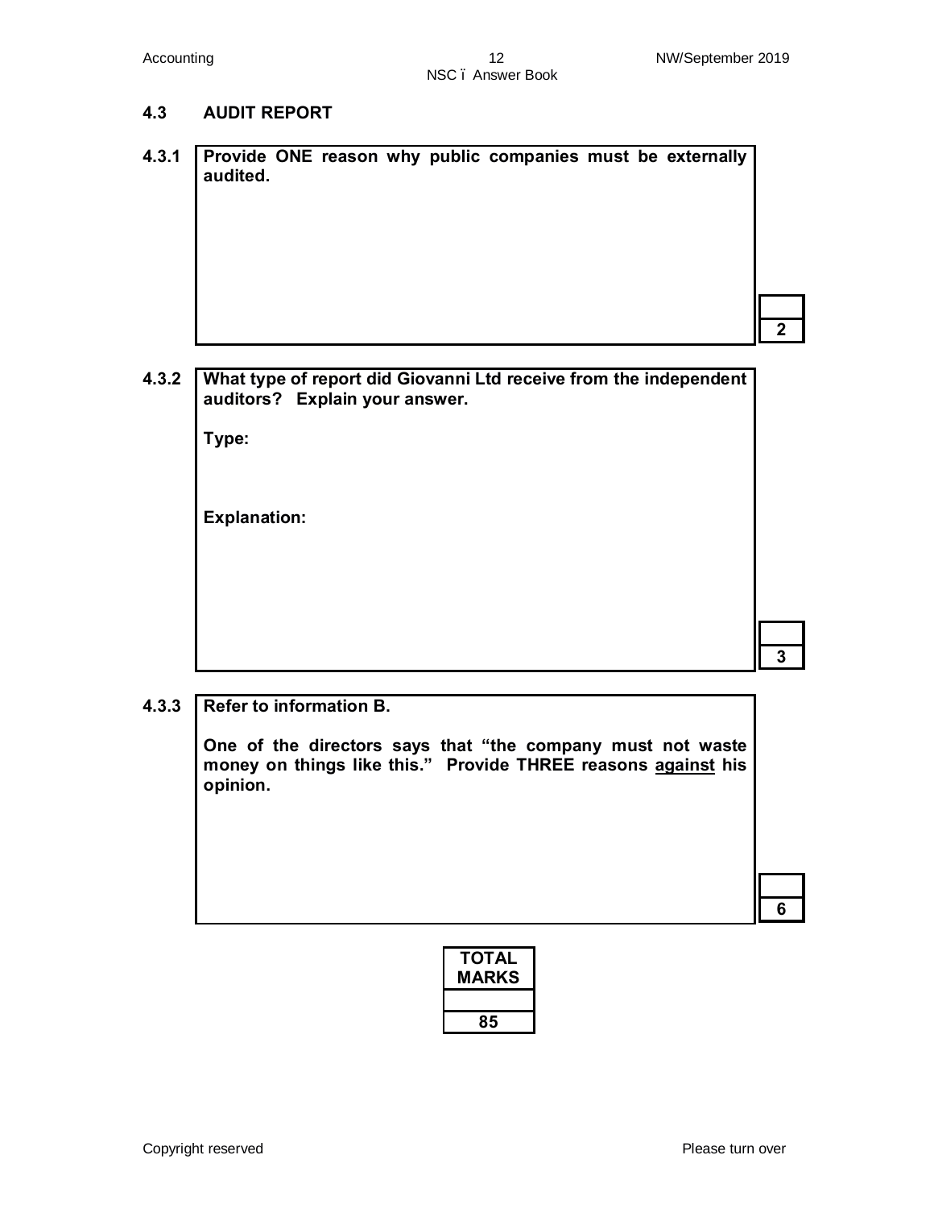## 4.3 AUDIT REPORT

**4.3.1** **Provide ONE reason why public companies must be externally audited.**

| | 2 |
|---|---|

**4.3.2** **What type of report did Giovanni Ltd receive from the independent auditors? Explain your answer.**

**Type:**

**Explanation:**

| | 3 |
|---|---|

**4.3.3** **Refer to information B.**

**One of the directors says that "the company must not waste money on things like this." Provide THREE reasons <u>against</u> his opinion.**

| | 6 |
|---|---|

| TOTAL MARKS |
|---|
| |
| 85 |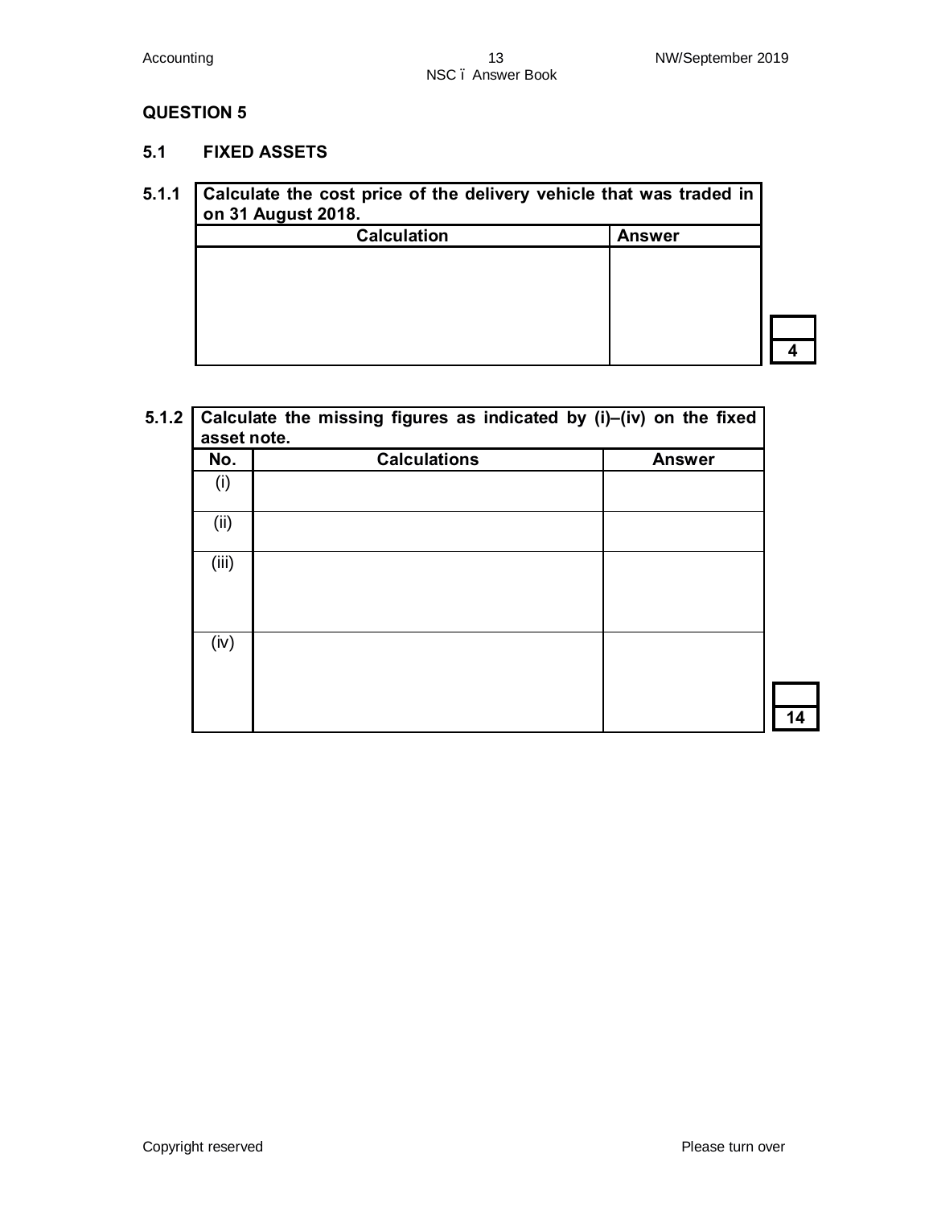## QUESTION 5

### 5.1 FIXED ASSETS

**5.1.1** **Calculate the cost price of the delivery vehicle that was traded in on 31 August 2018.**

| Calculation | Answer |
|---|---|
| | |

4

**5.1.2** **Calculate the missing figures as indicated by (i)–(iv) on the fixed asset note.**

| No. | Calculations | Answer |
|---|---|---|
| (i) | | |
| (ii) | | |
| (iii) | | |
| (iv) | | |

14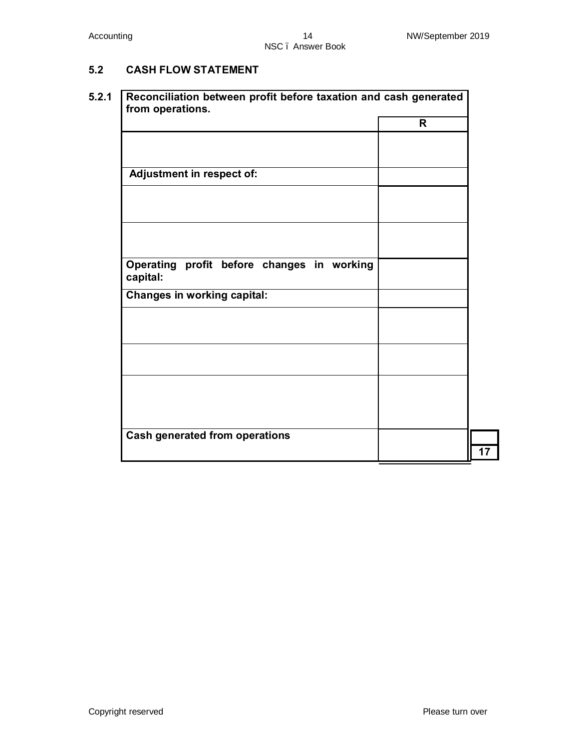## 5.2 CASH FLOW STATEMENT

**5.2.1**

| Reconciliation between profit before taxation and cash generated from operations. | |
|---|---|
| | **R** |
| | |
| **Adjustment in respect of:** | |
| | |
| | |
| **Operating profit before changes in working capital:** | |
| **Changes in working capital:** | |
| | |
| | |
| | |
| **Cash generated from operations** | |

**17**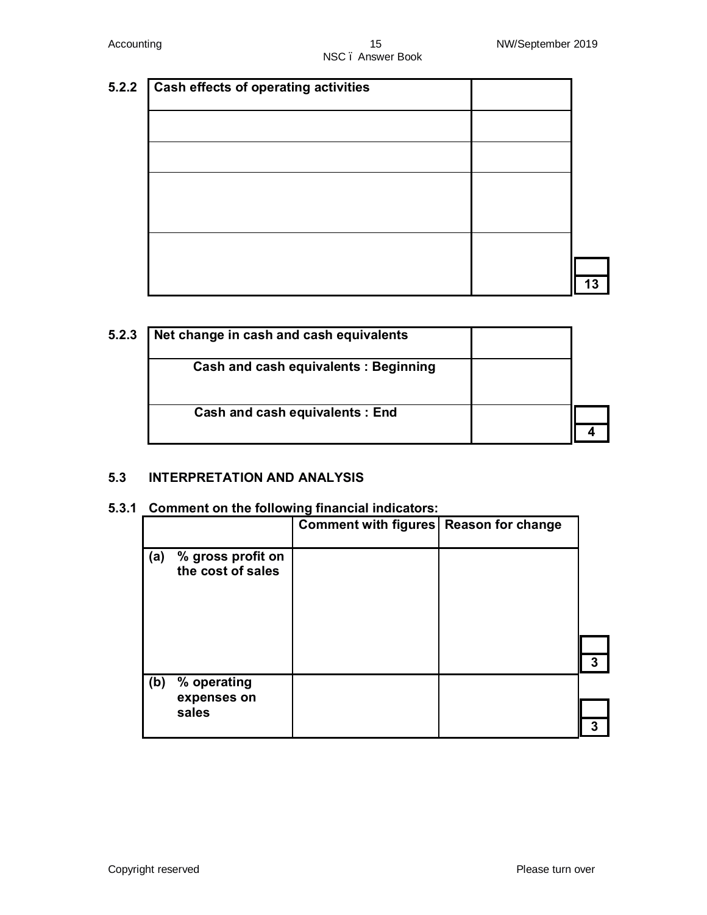**5.2.2**

| Cash effects of operating activities | |
|---|---|
| | |
| | |
| | |
| | |

**13**

**5.2.3**

| Net change in cash and cash equivalents | |
|---|---|
| Cash and cash equivalents : Beginning | |
| Cash and cash equivalents : End | |

**4**

## 5.3 INTERPRETATION AND ANALYSIS

### 5.3.1 Comment on the following financial indicators:

| | Comment with figures | Reason for change | |
|---|---|---|---|
| (a) % gross profit on the cost of sales | | | 3 |
| (b) % operating expenses on sales | | | 3 |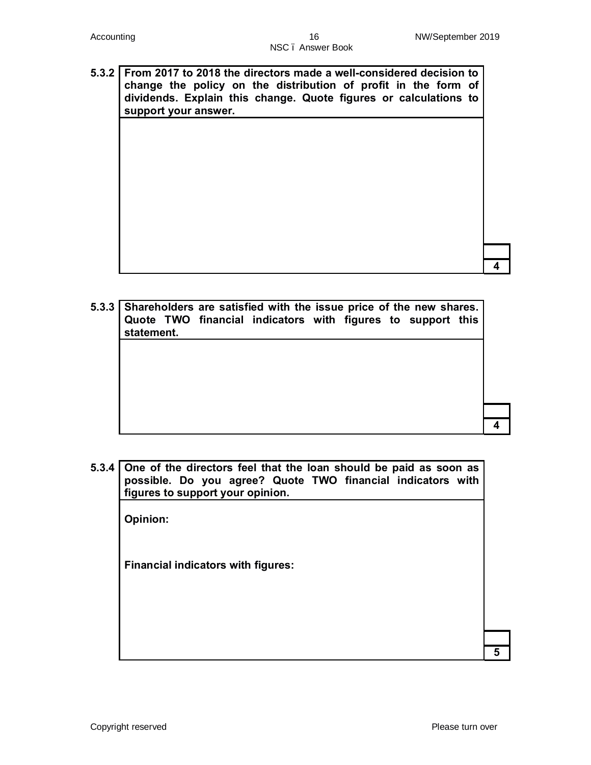**5.3.2** **From 2017 to 2018 the directors made a well-considered decision to change the policy on the distribution of profit in the form of dividends. Explain this change. Quote figures or calculations to support your answer.**

| | |
|---|---|
| | |
| | **4** |

**5.3.3** **Shareholders are satisfied with the issue price of the new shares. Quote TWO financial indicators with figures to support this statement.**

| | |
|---|---|
| | |
| | **4** |

**5.3.4** **One of the directors feel that the loan should be paid as soon as possible. Do you agree? Quote TWO financial indicators with figures to support your opinion.**

**Opinion:**

**Financial indicators with figures:**

| | |
|---|---|
| | |
| | **5** |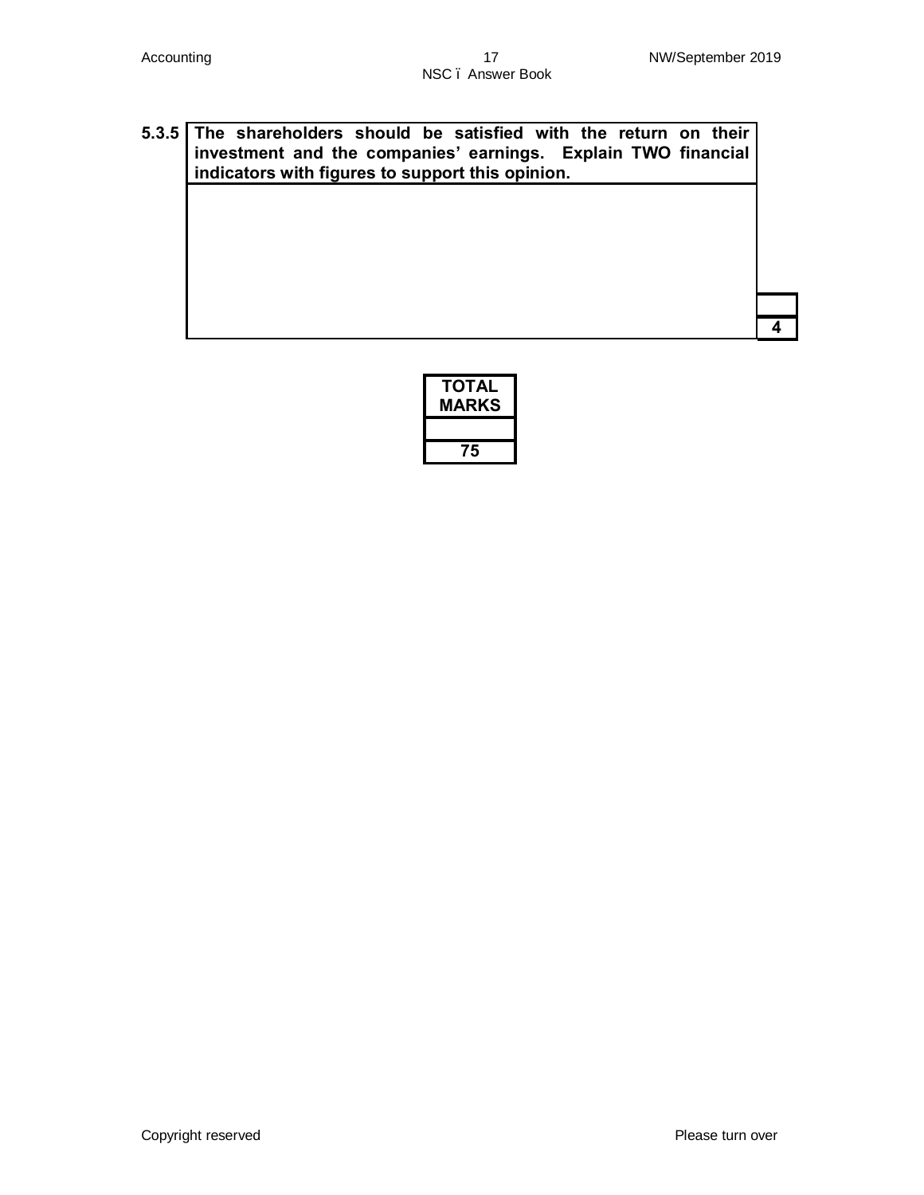| 5.3.5 | **The shareholders should be satisfied with the return on their investment and the companies' earnings. Explain TWO financial indicators with figures to support this opinion.** | |
|---|---|---|
| | | |
| | | **4** |

| **TOTAL MARKS** |
|---|
| |
| **75** |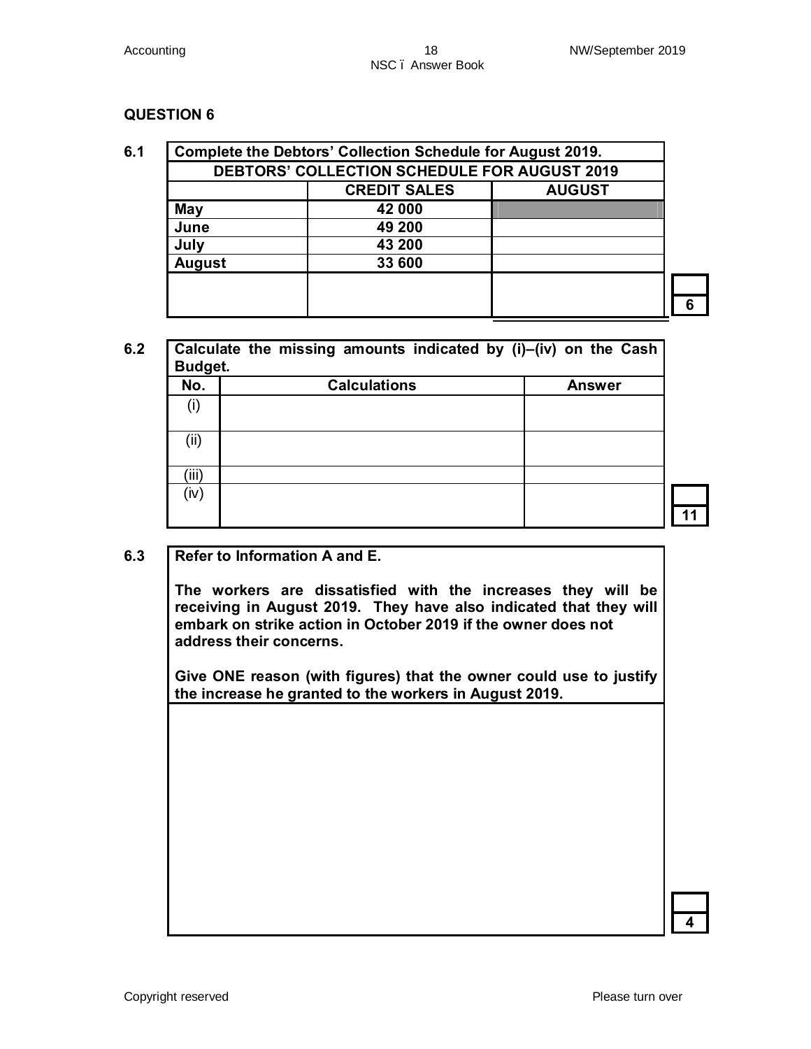## QUESTION 6

**6.1** **Complete the Debtors' Collection Schedule for August 2019.**

| DEBTORS' COLLECTION SCHEDULE FOR AUGUST 2019 | | |
|---|---|---|
| | **CREDIT SALES** | **AUGUST** |
| **May** | **42 000** | |
| **June** | **49 200** | |
| **July** | **43 200** | |
| **August** | **33 600** | |
| | | |

6

**6.2** **Calculate the missing amounts indicated by (i)–(iv) on the Cash Budget.**

| No. | Calculations | Answer |
|---|---|---|
| (i) | | |
| (ii) | | |
| (iii) | | |
| (iv) | | |

11

**6.3** **Refer to Information A and E.**

**The workers are dissatisfied with the increases they will be receiving in August 2019. They have also indicated that they will embark on strike action in October 2019 if the owner does not address their concerns.**

**Give ONE reason (with figures) that the owner could use to justify the increase he granted to the workers in August 2019.**

4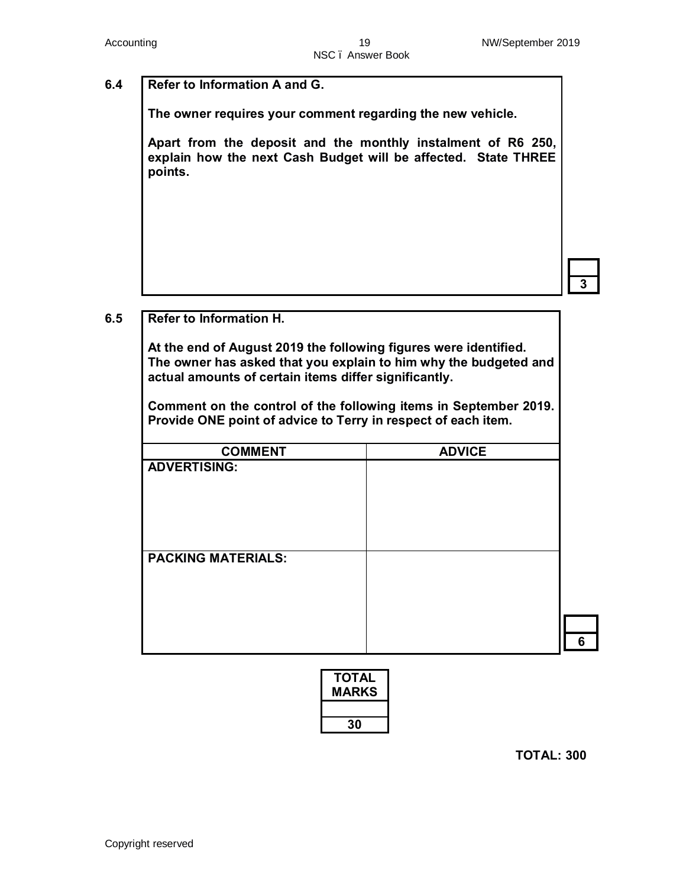**6.4** **Refer to Information A and G.**

**The owner requires your comment regarding the new vehicle.**

**Apart from the deposit and the monthly instalment of R6 250, explain how the next Cash Budget will be affected. State THREE points.**

**3**

**6.5** **Refer to Information H.**

**At the end of August 2019 the following figures were identified. The owner has asked that you explain to him why the budgeted and actual amounts of certain items differ significantly.**

**Comment on the control of the following items in September 2019. Provide ONE point of advice to Terry in respect of each item.**

| COMMENT | ADVICE |
|---|---|
| **ADVERTISING:** | |
| **PACKING MATERIALS:** | |

**6**

| TOTAL MARKS |
|---|
| |
| 30 |

**TOTAL: 300**